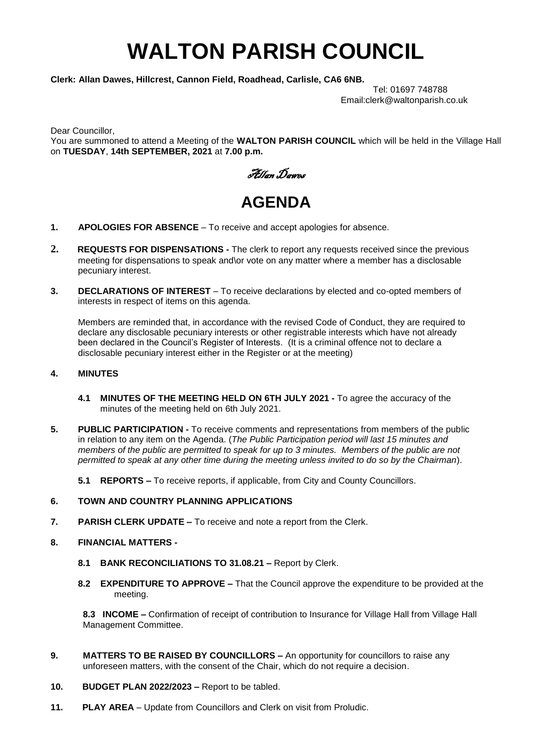# WALTON PARISH COUNCIL

**Clerk: Allan Dawes, Hillcrest, Cannon Field, Roadhead, Carlisle, CA6 6NB.**

Tel: 01697 748788
Email:clerk@waltonparish.co.uk

Dear Councillor,

You are summoned to attend a Meeting of the **WALTON PARISH COUNCIL** which will be held in the Village Hall on **TUESDAY**, **14th SEPTEMBER, 2021** at **7.00 p.m.**

*Allan Dawes*

# AGENDA

**1. APOLOGIES FOR ABSENCE** – To receive and accept apologies for absence.

**2. REQUESTS FOR DISPENSATIONS -** The clerk to report any requests received since the previous meeting for dispensations to speak and\or vote on any matter where a member has a disclosable pecuniary interest.

**3. DECLARATIONS OF INTEREST** – To receive declarations by elected and co-opted members of interests in respect of items on this agenda.

Members are reminded that, in accordance with the revised Code of Conduct, they are required to declare any disclosable pecuniary interests or other registrable interests which have not already been declared in the Council's Register of Interests. (It is a criminal offence not to declare a disclosable pecuniary interest either in the Register or at the meeting)

**4. MINUTES**

**4.1 MINUTES OF THE MEETING HELD ON 6TH JULY 2021 -** To agree the accuracy of the minutes of the meeting held on 6th July 2021.

**5. PUBLIC PARTICIPATION -** To receive comments and representations from members of the public in relation to any item on the Agenda. (*The Public Participation period will last 15 minutes and members of the public are permitted to speak for up to 3 minutes. Members of the public are not permitted to speak at any other time during the meeting unless invited to do so by the Chairman*).

**5.1 REPORTS –** To receive reports, if applicable, from City and County Councillors.

**6. TOWN AND COUNTRY PLANNING APPLICATIONS**

**7. PARISH CLERK UPDATE –** To receive and note a report from the Clerk.

**8. FINANCIAL MATTERS -**

**8.1 BANK RECONCILIATIONS TO 31.08.21 –** Report by Clerk.

**8.2 EXPENDITURE TO APPROVE –** That the Council approve the expenditure to be provided at the meeting.

**8.3 INCOME –** Confirmation of receipt of contribution to Insurance for Village Hall from Village Hall Management Committee.

**9. MATTERS TO BE RAISED BY COUNCILLORS –** An opportunity for councillors to raise any unforeseen matters, with the consent of the Chair, which do not require a decision.

**10. BUDGET PLAN 2022/2023 –** Report to be tabled.

**11. PLAY AREA** – Update from Councillors and Clerk on visit from Proludic.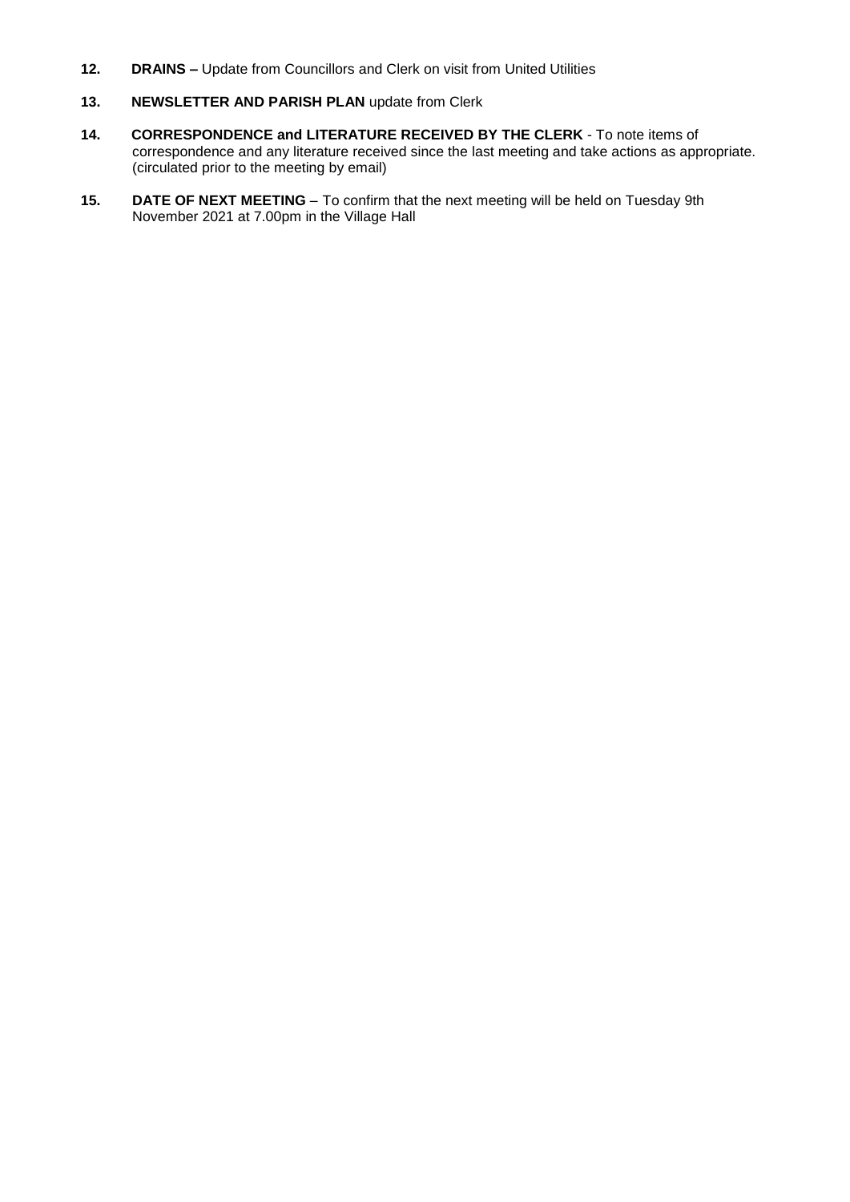12. **DRAINS –** Update from Councillors and Clerk on visit from United Utilities

13. **NEWSLETTER AND PARISH PLAN** update from Clerk

14. **CORRESPONDENCE and LITERATURE RECEIVED BY THE CLERK** - To note items of correspondence and any literature received since the last meeting and take actions as appropriate. (circulated prior to the meeting by email)

15. **DATE OF NEXT MEETING** – To confirm that the next meeting will be held on Tuesday 9th November 2021 at 7.00pm in the Village Hall